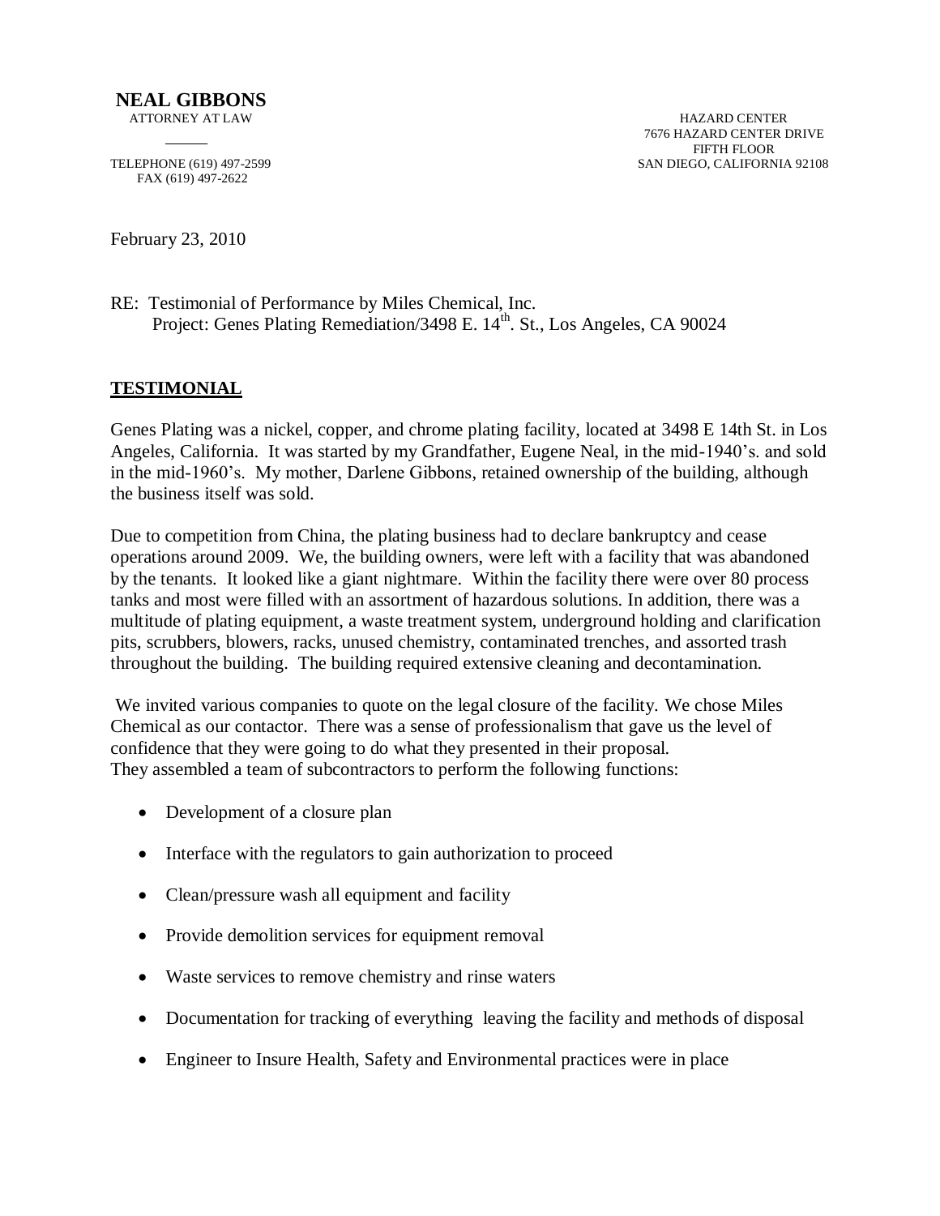**NEAL GIBBONS**
ATTORNEY AT LAW

TELEPHONE (619) 497-2599
FAX (619) 497-2622

HAZARD CENTER
7676 HAZARD CENTER DRIVE
FIFTH FLOOR
SAN DIEGO, CALIFORNIA 92108

February 23, 2010

RE: Testimonial of Performance by Miles Chemical, Inc.
Project: Genes Plating Remediation/3498 E. 14th. St., Los Angeles, CA 90024

## TESTIMONIAL

Genes Plating was a nickel, copper, and chrome plating facility, located at 3498 E 14th St. in Los Angeles, California. It was started by my Grandfather, Eugene Neal, in the mid-1940's. and sold in the mid-1960's. My mother, Darlene Gibbons, retained ownership of the building, although the business itself was sold.

Due to competition from China, the plating business had to declare bankruptcy and cease operations around 2009. We, the building owners, were left with a facility that was abandoned by the tenants. It looked like a giant nightmare. Within the facility there were over 80 process tanks and most were filled with an assortment of hazardous solutions. In addition, there was a multitude of plating equipment, a waste treatment system, underground holding and clarification pits, scrubbers, blowers, racks, unused chemistry, contaminated trenches, and assorted trash throughout the building. The building required extensive cleaning and decontamination.

We invited various companies to quote on the legal closure of the facility. We chose Miles Chemical as our contactor. There was a sense of professionalism that gave us the level of confidence that they were going to do what they presented in their proposal.
They assembled a team of subcontractors to perform the following functions:

- Development of a closure plan
- Interface with the regulators to gain authorization to proceed
- Clean/pressure wash all equipment and facility
- Provide demolition services for equipment removal
- Waste services to remove chemistry and rinse waters
- Documentation for tracking of everything leaving the facility and methods of disposal
- Engineer to Insure Health, Safety and Environmental practices were in place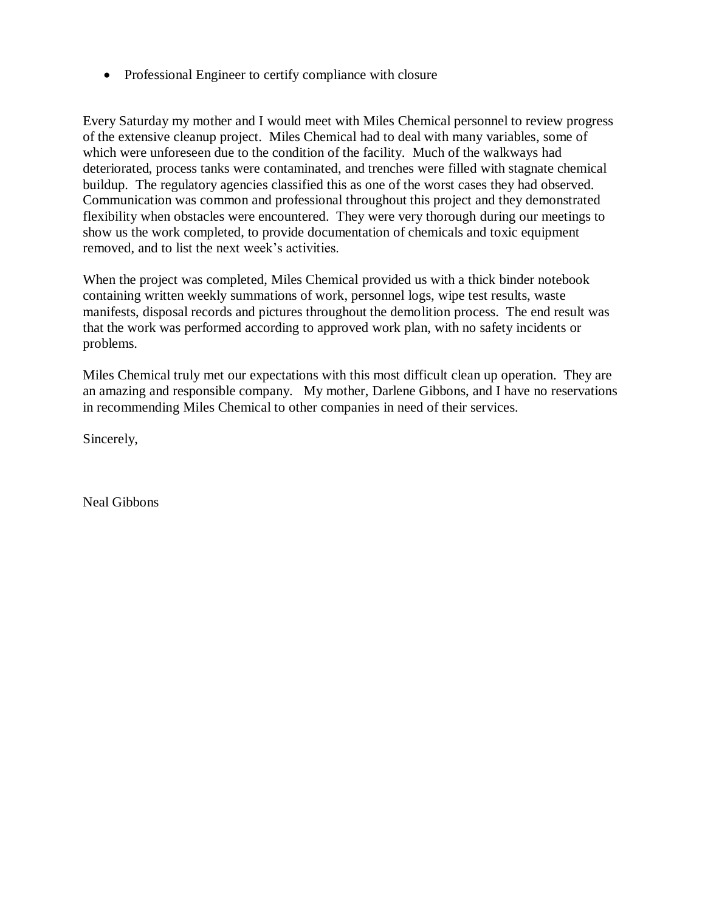- Professional Engineer to certify compliance with closure

Every Saturday my mother and I would meet with Miles Chemical personnel to review progress of the extensive cleanup project. Miles Chemical had to deal with many variables, some of which were unforeseen due to the condition of the facility. Much of the walkways had deteriorated, process tanks were contaminated, and trenches were filled with stagnate chemical buildup. The regulatory agencies classified this as one of the worst cases they had observed. Communication was common and professional throughout this project and they demonstrated flexibility when obstacles were encountered. They were very thorough during our meetings to show us the work completed, to provide documentation of chemicals and toxic equipment removed, and to list the next week's activities.

When the project was completed, Miles Chemical provided us with a thick binder notebook containing written weekly summations of work, personnel logs, wipe test results, waste manifests, disposal records and pictures throughout the demolition process. The end result was that the work was performed according to approved work plan, with no safety incidents or problems.

Miles Chemical truly met our expectations with this most difficult clean up operation. They are an amazing and responsible company. My mother, Darlene Gibbons, and I have no reservations in recommending Miles Chemical to other companies in need of their services.

Sincerely,

Neal Gibbons